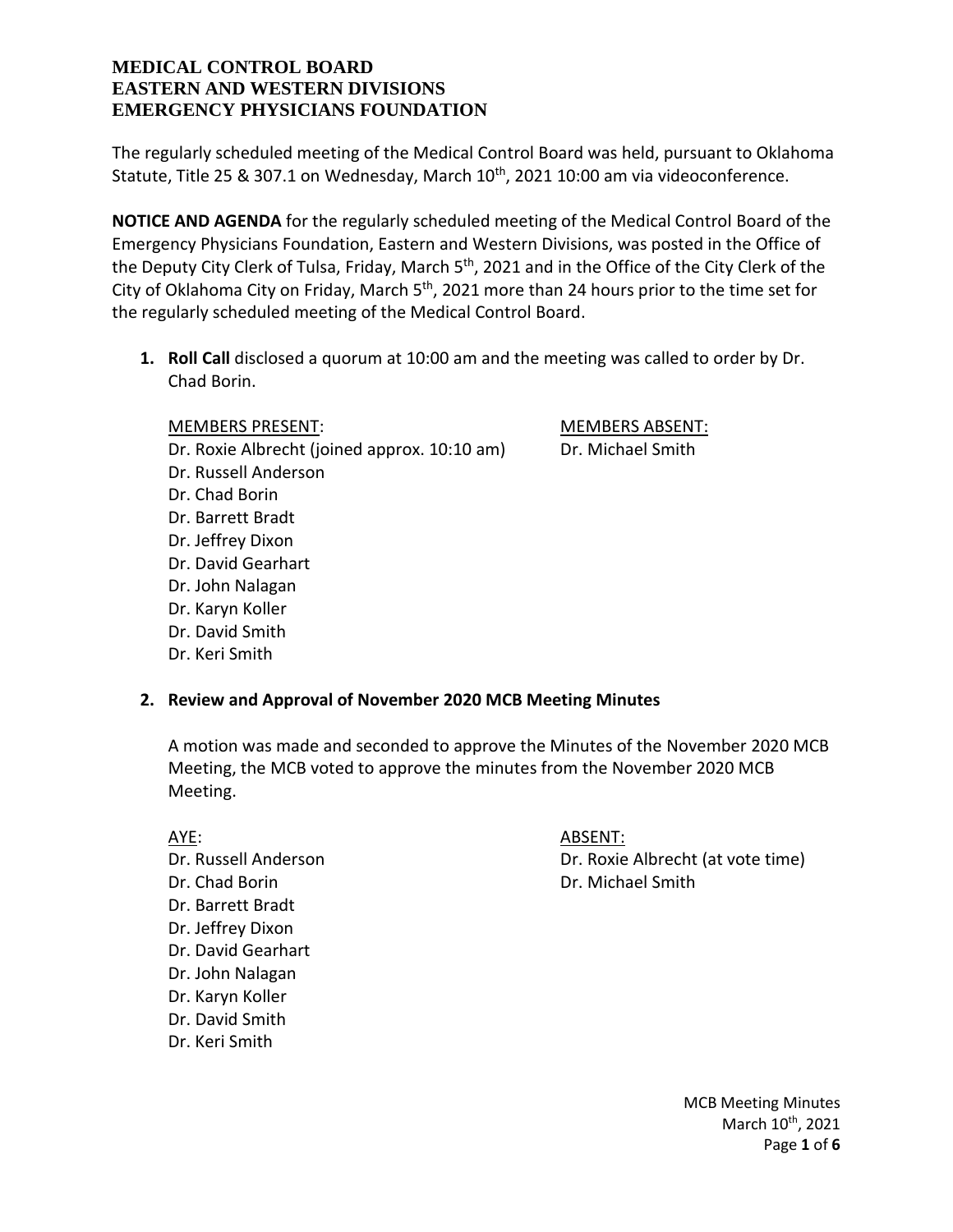# MEDICAL CONTROL BOARD
# EASTERN AND WESTERN DIVISIONS
# EMERGENCY PHYSICIANS FOUNDATION

The regularly scheduled meeting of the Medical Control Board was held, pursuant to Oklahoma Statute, Title 25 & 307.1 on Wednesday, March 10th, 2021 10:00 am via videoconference.

**NOTICE AND AGENDA** for the regularly scheduled meeting of the Medical Control Board of the Emergency Physicians Foundation, Eastern and Western Divisions, was posted in the Office of the Deputy City Clerk of Tulsa, Friday, March 5th, 2021 and in the Office of the City Clerk of the City of Oklahoma City on Friday, March 5th, 2021 more than 24 hours prior to the time set for the regularly scheduled meeting of the Medical Control Board.

1. **Roll Call** disclosed a quorum at 10:00 am and the meeting was called to order by Dr. Chad Borin.

   MEMBERS PRESENT:
   - Dr. Roxie Albrecht (joined approx. 10:10 am)
   - Dr. Russell Anderson
   - Dr. Chad Borin
   - Dr. Barrett Bradt
   - Dr. Jeffrey Dixon
   - Dr. David Gearhart
   - Dr. John Nalagan
   - Dr. Karyn Koller
   - Dr. David Smith
   - Dr. Keri Smith

   MEMBERS ABSENT:
   - Dr. Michael Smith

2. **Review and Approval of November 2020 MCB Meeting Minutes**

   A motion was made and seconded to approve the Minutes of the November 2020 MCB Meeting, the MCB voted to approve the minutes from the November 2020 MCB Meeting.

   AYE:
   - Dr. Russell Anderson
   - Dr. Chad Borin
   - Dr. Barrett Bradt
   - Dr. Jeffrey Dixon
   - Dr. David Gearhart
   - Dr. John Nalagan
   - Dr. Karyn Koller
   - Dr. David Smith
   - Dr. Keri Smith

   ABSENT:
   - Dr. Roxie Albrecht (at vote time)
   - Dr. Michael Smith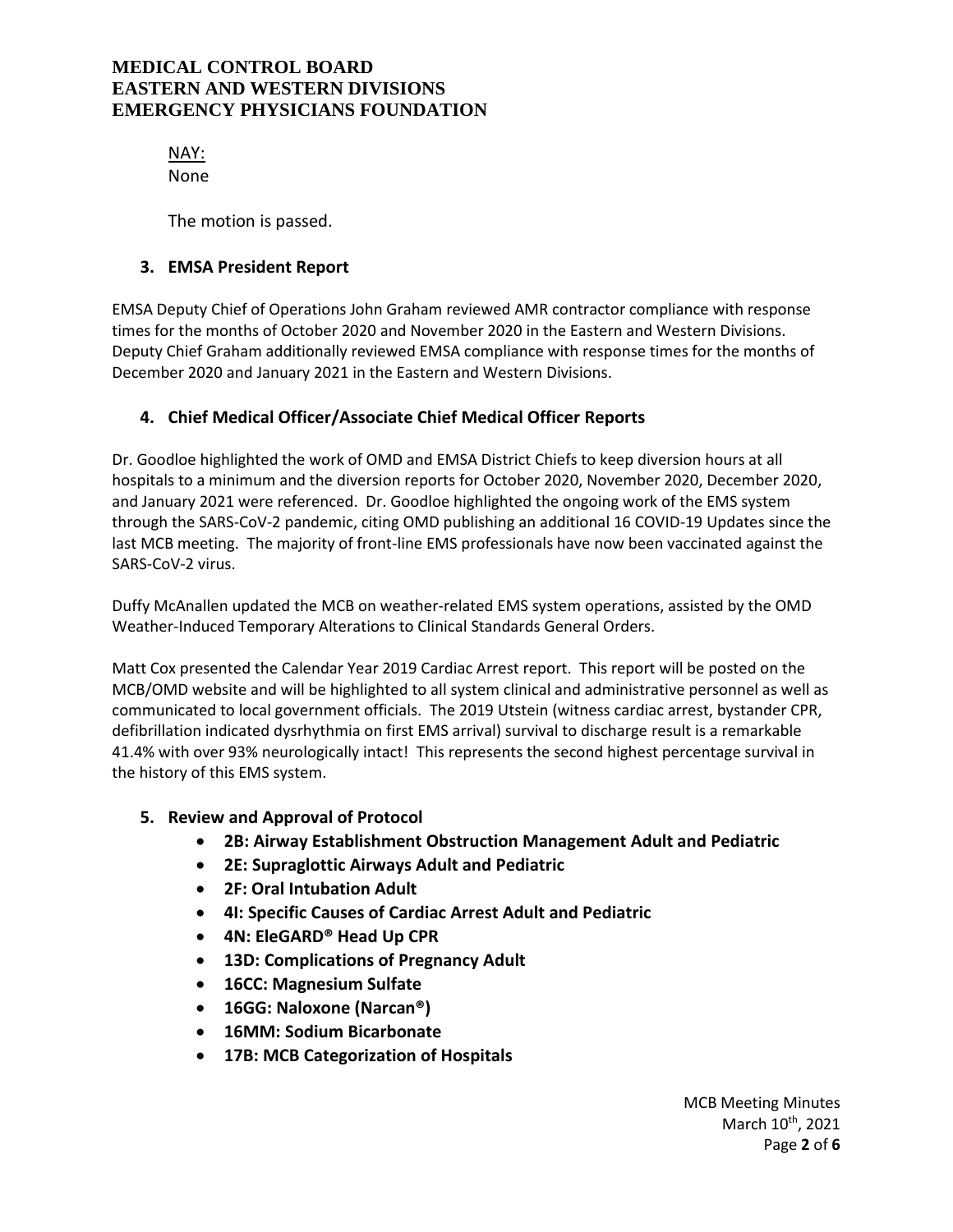NAY:
None

The motion is passed.

### 3. EMSA President Report

EMSA Deputy Chief of Operations John Graham reviewed AMR contractor compliance with response times for the months of October 2020 and November 2020 in the Eastern and Western Divisions. Deputy Chief Graham additionally reviewed EMSA compliance with response times for the months of December 2020 and January 2021 in the Eastern and Western Divisions.

### 4. Chief Medical Officer/Associate Chief Medical Officer Reports

Dr. Goodloe highlighted the work of OMD and EMSA District Chiefs to keep diversion hours at all hospitals to a minimum and the diversion reports for October 2020, November 2020, December 2020, and January 2021 were referenced. Dr. Goodloe highlighted the ongoing work of the EMS system through the SARS-CoV-2 pandemic, citing OMD publishing an additional 16 COVID-19 Updates since the last MCB meeting. The majority of front-line EMS professionals have now been vaccinated against the SARS-CoV-2 virus.

Duffy McAnallen updated the MCB on weather-related EMS system operations, assisted by the OMD Weather-Induced Temporary Alterations to Clinical Standards General Orders.

Matt Cox presented the Calendar Year 2019 Cardiac Arrest report. This report will be posted on the MCB/OMD website and will be highlighted to all system clinical and administrative personnel as well as communicated to local government officials. The 2019 Utstein (witness cardiac arrest, bystander CPR, defibrillation indicated dysrhythmia on first EMS arrival) survival to discharge result is a remarkable 41.4% with over 93% neurologically intact! This represents the second highest percentage survival in the history of this EMS system.

### 5. Review and Approval of Protocol

- **2B: Airway Establishment Obstruction Management Adult and Pediatric**
- **2E: Supraglottic Airways Adult and Pediatric**
- **2F: Oral Intubation Adult**
- **4I: Specific Causes of Cardiac Arrest Adult and Pediatric**
- **4N: EleGARD® Head Up CPR**
- **13D: Complications of Pregnancy Adult**
- **16CC: Magnesium Sulfate**
- **16GG: Naloxone (Narcan®)**
- **16MM: Sodium Bicarbonate**
- **17B: MCB Categorization of Hospitals**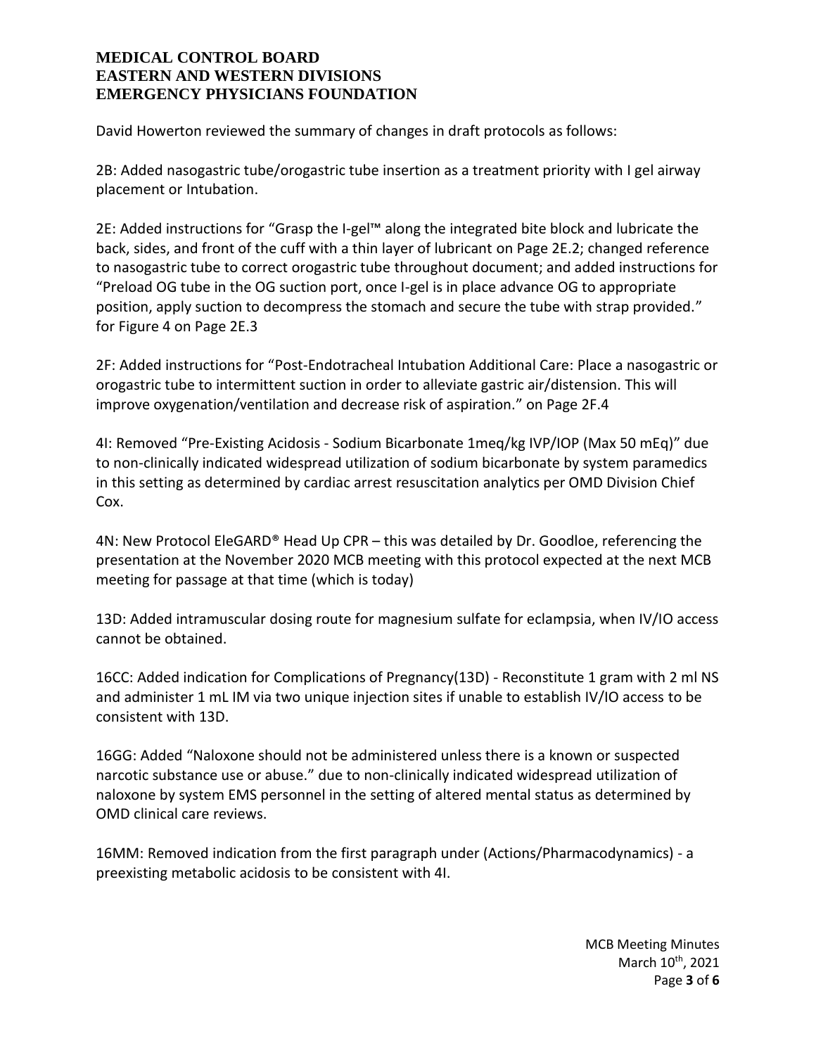David Howerton reviewed the summary of changes in draft protocols as follows:

2B: Added nasogastric tube/orogastric tube insertion as a treatment priority with I gel airway placement or Intubation.

2E: Added instructions for "Grasp the I-gel™ along the integrated bite block and lubricate the back, sides, and front of the cuff with a thin layer of lubricant on Page 2E.2; changed reference to nasogastric tube to correct orogastric tube throughout document; and added instructions for "Preload OG tube in the OG suction port, once I-gel is in place advance OG to appropriate position, apply suction to decompress the stomach and secure the tube with strap provided." for Figure 4 on Page 2E.3

2F: Added instructions for "Post-Endotracheal Intubation Additional Care: Place a nasogastric or orogastric tube to intermittent suction in order to alleviate gastric air/distension. This will improve oxygenation/ventilation and decrease risk of aspiration." on Page 2F.4

4I: Removed "Pre-Existing Acidosis - Sodium Bicarbonate 1meq/kg IVP/IOP (Max 50 mEq)" due to non-clinically indicated widespread utilization of sodium bicarbonate by system paramedics in this setting as determined by cardiac arrest resuscitation analytics per OMD Division Chief Cox.

4N: New Protocol EleGARD® Head Up CPR – this was detailed by Dr. Goodloe, referencing the presentation at the November 2020 MCB meeting with this protocol expected at the next MCB meeting for passage at that time (which is today)

13D: Added intramuscular dosing route for magnesium sulfate for eclampsia, when IV/IO access cannot be obtained.

16CC: Added indication for Complications of Pregnancy(13D) - Reconstitute 1 gram with 2 ml NS and administer 1 mL IM via two unique injection sites if unable to establish IV/IO access to be consistent with 13D.

16GG: Added "Naloxone should not be administered unless there is a known or suspected narcotic substance use or abuse." due to non-clinically indicated widespread utilization of naloxone by system EMS personnel in the setting of altered mental status as determined by OMD clinical care reviews.

16MM: Removed indication from the first paragraph under (Actions/Pharmacodynamics) - a preexisting metabolic acidosis to be consistent with 4I.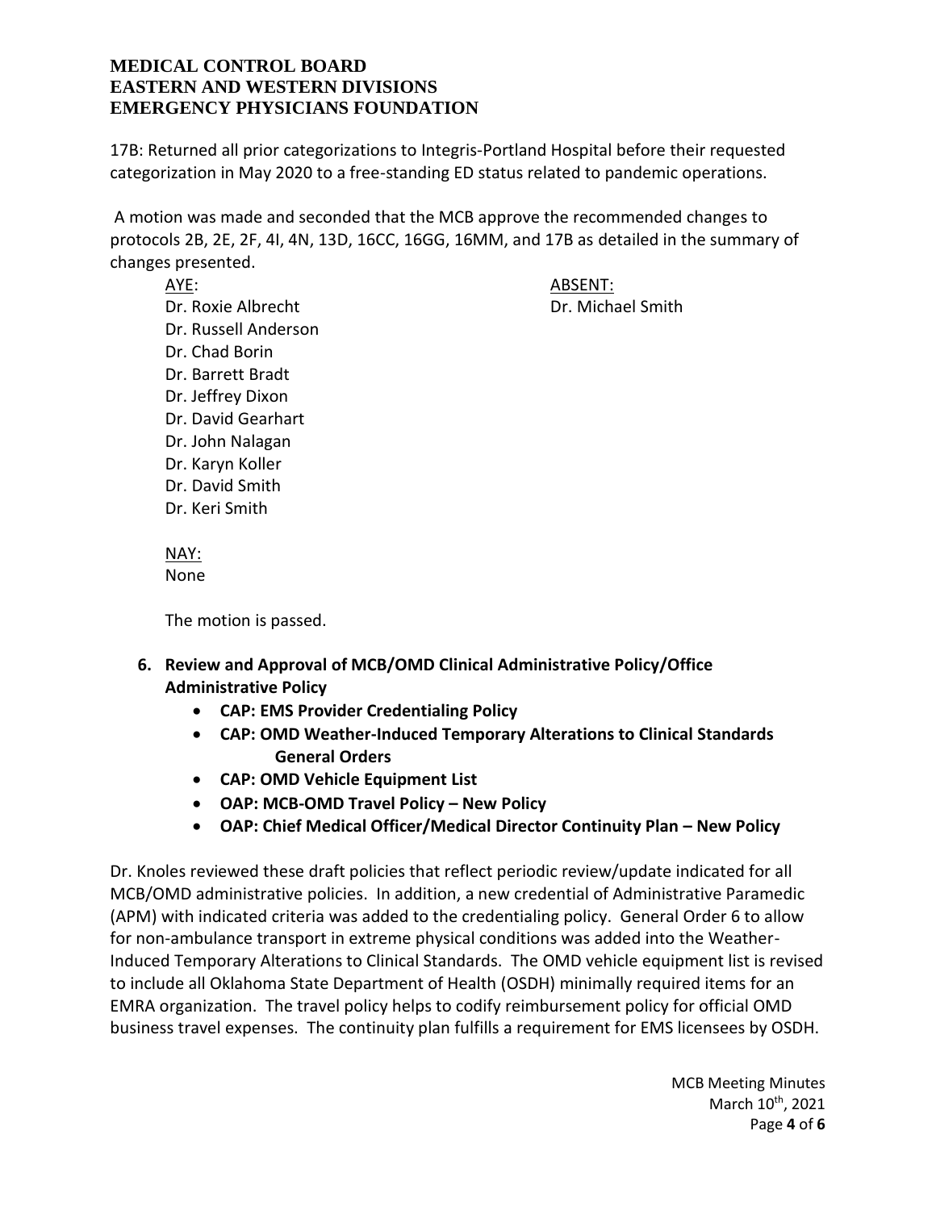17B: Returned all prior categorizations to Integris-Portland Hospital before their requested categorization in May 2020 to a free-standing ED status related to pandemic operations.

A motion was made and seconded that the MCB approve the recommended changes to protocols 2B, 2E, 2F, 4I, 4N, 13D, 16CC, 16GG, 16MM, and 17B as detailed in the summary of changes presented.

AYE:
Dr. Roxie Albrecht
Dr. Russell Anderson
Dr. Chad Borin
Dr. Barrett Bradt
Dr. Jeffrey Dixon
Dr. David Gearhart
Dr. John Nalagan
Dr. Karyn Koller
Dr. David Smith
Dr. Keri Smith

ABSENT:
Dr. Michael Smith

NAY:
None

The motion is passed.

6. **Review and Approval of MCB/OMD Clinical Administrative Policy/Office Administrative Policy**
   - **CAP: EMS Provider Credentialing Policy**
   - **CAP: OMD Weather-Induced Temporary Alterations to Clinical Standards General Orders**
   - **CAP: OMD Vehicle Equipment List**
   - **OAP: MCB-OMD Travel Policy – New Policy**
   - **OAP: Chief Medical Officer/Medical Director Continuity Plan – New Policy**

Dr. Knoles reviewed these draft policies that reflect periodic review/update indicated for all MCB/OMD administrative policies. In addition, a new credential of Administrative Paramedic (APM) with indicated criteria was added to the credentialing policy. General Order 6 to allow for non-ambulance transport in extreme physical conditions was added into the Weather-Induced Temporary Alterations to Clinical Standards. The OMD vehicle equipment list is revised to include all Oklahoma State Department of Health (OSDH) minimally required items for an EMRA organization. The travel policy helps to codify reimbursement policy for official OMD business travel expenses. The continuity plan fulfills a requirement for EMS licensees by OSDH.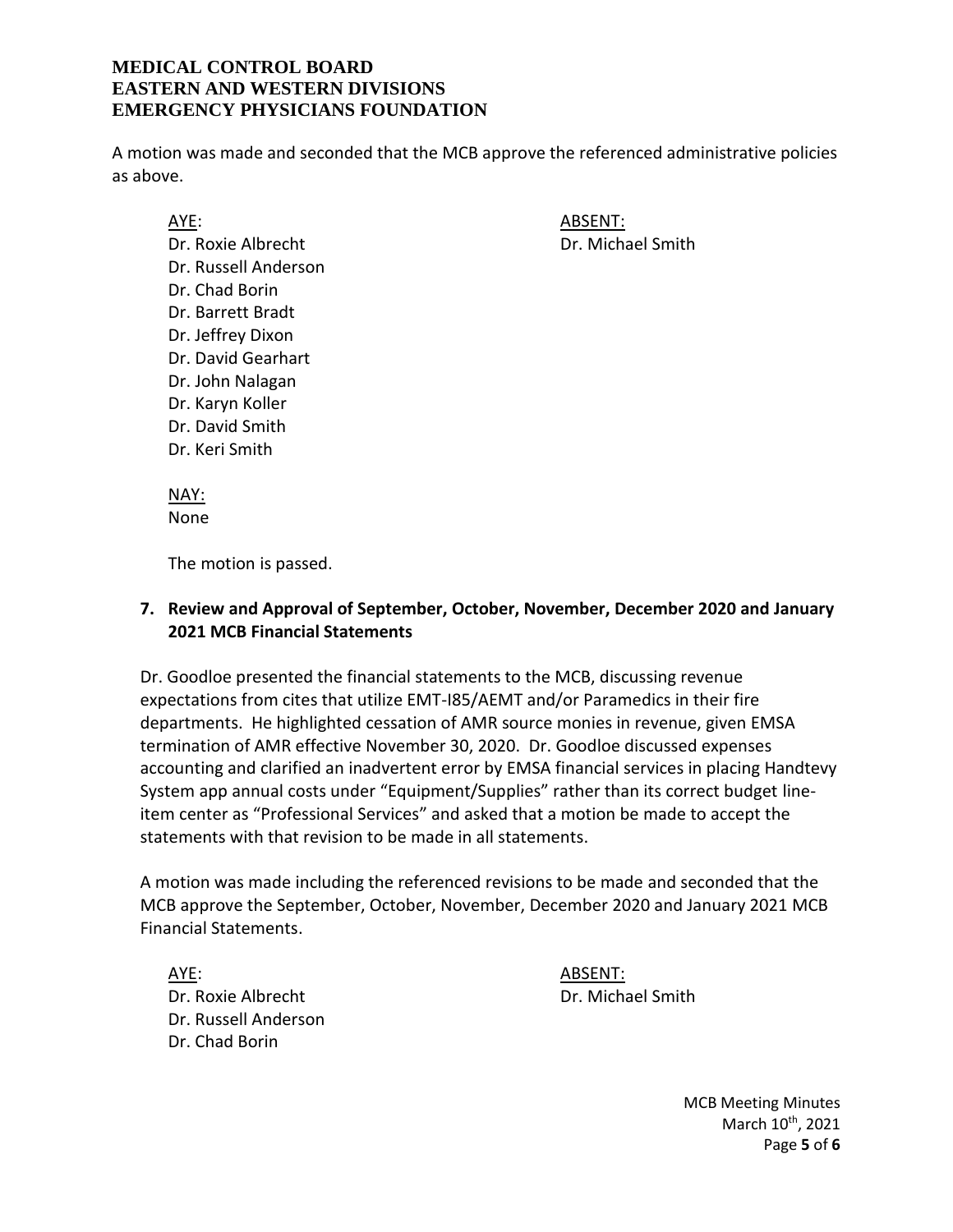A motion was made and seconded that the MCB approve the referenced administrative policies as above.

AYE:
Dr. Roxie Albrecht
Dr. Russell Anderson
Dr. Chad Borin
Dr. Barrett Bradt
Dr. Jeffrey Dixon
Dr. David Gearhart
Dr. John Nalagan
Dr. Karyn Koller
Dr. David Smith
Dr. Keri Smith

ABSENT:
Dr. Michael Smith

NAY:
None

The motion is passed.

**7. Review and Approval of September, October, November, December 2020 and January 2021 MCB Financial Statements**

Dr. Goodloe presented the financial statements to the MCB, discussing revenue expectations from cites that utilize EMT-I85/AEMT and/or Paramedics in their fire departments. He highlighted cessation of AMR source monies in revenue, given EMSA termination of AMR effective November 30, 2020. Dr. Goodloe discussed expenses accounting and clarified an inadvertent error by EMSA financial services in placing Handtevy System app annual costs under "Equipment/Supplies" rather than its correct budget line-item center as "Professional Services" and asked that a motion be made to accept the statements with that revision to be made in all statements.

A motion was made including the referenced revisions to be made and seconded that the MCB approve the September, October, November, December 2020 and January 2021 MCB Financial Statements.

AYE:
Dr. Roxie Albrecht
Dr. Russell Anderson
Dr. Chad Borin

ABSENT:
Dr. Michael Smith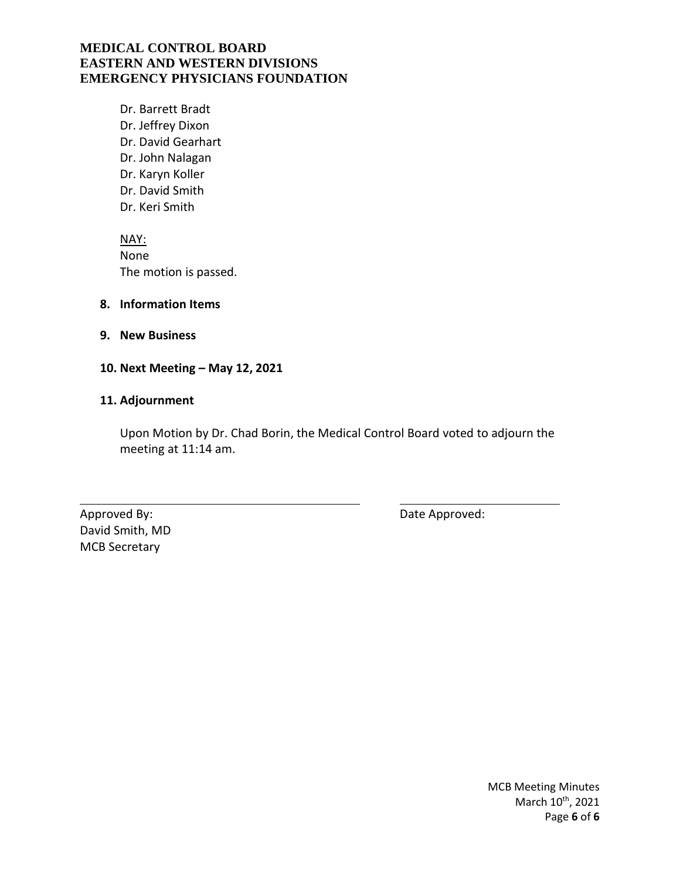# MEDICAL CONTROL BOARD
# EASTERN AND WESTERN DIVISIONS
# EMERGENCY PHYSICIANS FOUNDATION

Dr. Barrett Bradt
Dr. Jeffrey Dixon
Dr. David Gearhart
Dr. John Nalagan
Dr. Karyn Koller
Dr. David Smith
Dr. Keri Smith

NAY:
None
The motion is passed.

**8. Information Items**

**9. New Business**

**10. Next Meeting – May 12, 2021**

**11. Adjournment**

Upon Motion by Dr. Chad Borin, the Medical Control Board voted to adjourn the meeting at 11:14 am.

Approved By:
David Smith, MD
MCB Secretary

Date Approved: